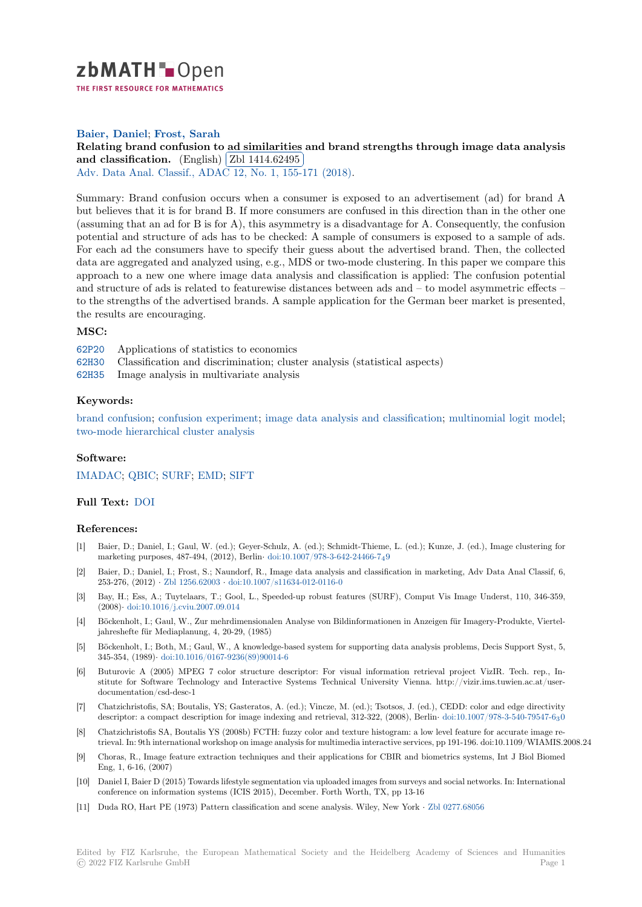**Baier, Daniel; Frost, Sarah**

**Relating brand confusion to ad similarities and brand strengths through image data analysis and classification.** (English) Zbl 1414.62495

Adv. Data Anal. Classif., ADAC 12, No. 1, 155-171 (2018).

Summary: Brand confusion occurs when a consumer is exposed to an advertisement (ad) for brand A but believes that it is for brand B. If more consumers are confused in this direction than in the other one (assuming that an ad for B is for A), this asymmetry is a disadvantage for A. Consequently, the confusion potential and structure of ads has to be checked: A sample of consumers is exposed to a sample of ads. For each ad the consumers have to specify their guess about the advertised brand. Then, the collected data are aggregated and analyzed using, e.g., MDS or two-mode clustering. In this paper we compare this approach to a new one where image data analysis and classification is applied: The confusion potential and structure of ads is related to featurewise distances between ads and – to model asymmetric effects – to the strengths of the advertised brands. A sample application for the German beer market is presented, the results are encouraging.

### MSC:

62P20 Applications of statistics to economics

62H30 Classification and discrimination; cluster analysis (statistical aspects)

62H35 Image analysis in multivariate analysis

### Keywords:

brand confusion; confusion experiment; image data analysis and classification; multinomial logit model; two-mode hierarchical cluster analysis

### Software:

IMADAC; QBIC; SURF; EMD; SIFT

### Full Text: DOI

### References:

[1] Baier, D.; Daniel, I.; Gaul, W. (ed.); Geyer-Schulz, A. (ed.); Schmidt-Thieme, L. (ed.); Kunze, J. (ed.), Image clustering for marketing purposes, 487-494, (2012), Berlin· doi:10.1007/978-3-642-24466-7_49

[2] Baier, D.; Daniel, I.; Frost, S.; Naundorf, R., Image data analysis and classification in marketing, Adv Data Anal Classif, 6, 253-276, (2012) · Zbl 1256.62003 · doi:10.1007/s11634-012-0116-0

[3] Bay, H.; Ess, A.; Tuytelaars, T.; Gool, L., Speeded-up robust features (SURF), Comput Vis Image Underst, 110, 346-359, (2008)· doi:10.1016/j.cviu.2007.09.014

[4] Böckenholt, I.; Gaul, W., Zur mehrdimensionalen Analyse von Bildinformationen in Anzeigen für Imagery-Produkte, Vierteljahreshefte für Mediaplanung, 4, 20-29, (1985)

[5] Böckenholt, I.; Both, M.; Gaul, W., A knowledge-based system for supporting data analysis problems, Decis Support Syst, 5, 345-354, (1989)· doi:10.1016/0167-9236(89)90014-6

[6] Buturovic A (2005) MPEG 7 color structure descriptor: For visual information retrieval project VizIR. Tech. rep., Institute for Software Technology and Interactive Systems Technical University Vienna. http://vizir.ims.tuwien.ac.at/user-documentation/csd-desc-1

[7] Chatzichristofis, SA; Boutalis, YS; Gasteratos, A. (ed.); Vincze, M. (ed.); Tsotsos, J. (ed.), CEDD: color and edge directivity descriptor: a compact description for image indexing and retrieval, 312-322, (2008), Berlin· doi:10.1007/978-3-540-79547-6_30

[8] Chatzichristofis SA, Boutalis YS (2008b) FCTH: fuzzy color and texture histogram: a low level feature for accurate image retrieval. In: 9th international workshop on image analysis for multimedia interactive services, pp 191-196. doi:10.1109/WIAMIS.2008.24

[9] Choras, R., Image feature extraction techniques and their applications for CBIR and biometrics systems, Int J Biol Biomed Eng, 1, 6-16, (2007)

[10] Daniel I, Baier D (2015) Towards lifestyle segmentation via uploaded images from surveys and social networks. In: International conference on information systems (ICIS 2015), December. Forth Worth, TX, pp 13-16

[11] Duda RO, Hart PE (1973) Pattern classification and scene analysis. Wiley, New York · Zbl 0277.68056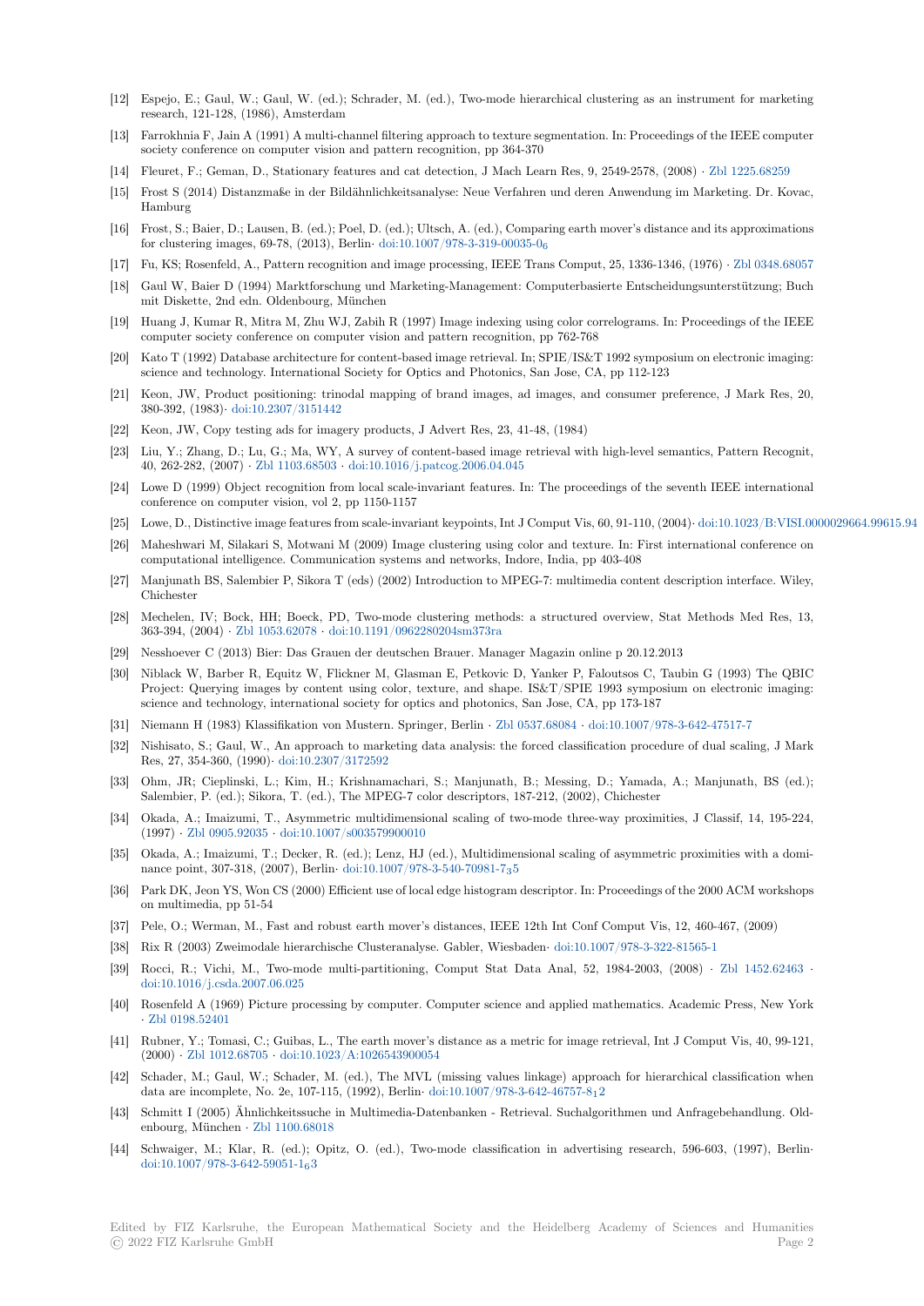[12] Espejo, E.; Gaul, W.; Gaul, W. (ed.); Schrader, M. (ed.), Two-mode hierarchical clustering as an instrument for marketing research, 121-128, (1986), Amsterdam

[13] Farrokhnia F, Jain A (1991) A multi-channel filtering approach to texture segmentation. In: Proceedings of the IEEE computer society conference on computer vision and pattern recognition, pp 364-370

[14] Fleuret, F.; Geman, D., Stationary features and cat detection, J Mach Learn Res, 9, 2549-2578, (2008) · Zbl 1225.68259

[15] Frost S (2014) Distanzmaße in der Bildähnlichkeitsanalyse: Neue Verfahren und deren Anwendung im Marketing. Dr. Kovac, Hamburg

[16] Frost, S.; Baier, D.; Lausen, B. (ed.); Poel, D. (ed.); Ultsch, A. (ed.), Comparing earth mover's distance and its approximations for clustering images, 69-78, (2013), Berlin· doi:10.1007/978-3-319-00035-0$_6$

[17] Fu, KS; Rosenfeld, A., Pattern recognition and image processing, IEEE Trans Comput, 25, 1336-1346, (1976) · Zbl 0348.68057

[18] Gaul W, Baier D (1994) Marktforschung und Marketing-Management: Computerbasierte Entscheidungsunterstützung; Buch mit Diskette, 2nd edn. Oldenbourg, München

[19] Huang J, Kumar R, Mitra M, Zhu WJ, Zabih R (1997) Image indexing using color correlograms. In: Proceedings of the IEEE computer society conference on computer vision and pattern recognition, pp 762-768

[20] Kato T (1992) Database architecture for content-based image retrieval. In; SPIE/IS&T 1992 symposium on electronic imaging: science and technology. International Society for Optics and Photonics, San Jose, CA, pp 112-123

[21] Keon, JW, Product positioning: trinodal mapping of brand images, ad images, and consumer preference, J Mark Res, 20, 380-392, (1983)· doi:10.2307/3151442

[22] Keon, JW, Copy testing ads for imagery products, J Advert Res, 23, 41-48, (1984)

[23] Liu, Y.; Zhang, D.; Lu, G.; Ma, WY, A survey of content-based image retrieval with high-level semantics, Pattern Recognit, 40, 262-282, (2007) · Zbl 1103.68503 · doi:10.1016/j.patcog.2006.04.045

[24] Lowe D (1999) Object recognition from local scale-invariant features. In: The proceedings of the seventh IEEE international conference on computer vision, vol 2, pp 1150-1157

[25] Lowe, D., Distinctive image features from scale-invariant keypoints, Int J Comput Vis, 60, 91-110, (2004)· doi:10.1023/B:VISI.0000029664.99615.94

[26] Maheshwari M, Silakari S, Motwani M (2009) Image clustering using color and texture. In: First international conference on computational intelligence. Communication systems and networks, Indore, India, pp 403-408

[27] Manjunath BS, Salembier P, Sikora T (eds) (2002) Introduction to MPEG-7: multimedia content description interface. Wiley, Chichester

[28] Mechelen, IV; Bock, HH; Boeck, PD, Two-mode clustering methods: a structured overview, Stat Methods Med Res, 13, 363-394, (2004) · Zbl 1053.62078 · doi:10.1191/0962280204sm373ra

[29] Nesshoever C (2013) Bier: Das Grauen der deutschen Brauer. Manager Magazin online p 20.12.2013

[30] Niblack W, Barber R, Equitz W, Flickner M, Glasman E, Petkovic D, Yanker P, Faloutsos C, Taubin G (1993) The QBIC Project: Querying images by content using color, texture, and shape. IS&T/SPIE 1993 symposium on electronic imaging: science and technology, international society for optics and photonics, San Jose, CA, pp 173-187

[31] Niemann H (1983) Klassifikation von Mustern. Springer, Berlin · Zbl 0537.68084 · doi:10.1007/978-3-642-47517-7

[32] Nishisato, S.; Gaul, W., An approach to marketing data analysis: the forced classification procedure of dual scaling, J Mark Res, 27, 354-360, (1990)· doi:10.2307/3172592

[33] Ohm, JR; Cieplinski, L.; Kim, H.; Krishnamachari, S.; Manjunath, B.; Messing, D.; Yamada, A.; Manjunath, BS (ed.); Salembier, P. (ed.); Sikora, T. (ed.), The MPEG-7 color descriptors, 187-212, (2002), Chichester

[34] Okada, A.; Imaizumi, T., Asymmetric multidimensional scaling of two-mode three-way proximities, J Classif, 14, 195-224, (1997) · Zbl 0905.92035 · doi:10.1007/s003579900010

[35] Okada, A.; Imaizumi, T.; Decker, R. (ed.); Lenz, HJ (ed.), Multidimensional scaling of asymmetric proximities with a dominance point, 307-318, (2007), Berlin· doi:10.1007/978-3-540-70981-7$_3$5

[36] Park DK, Jeon YS, Won CS (2000) Efficient use of local edge histogram descriptor. In: Proceedings of the 2000 ACM workshops on multimedia, pp 51-54

[37] Pele, O.; Werman, M., Fast and robust earth mover's distances, IEEE 12th Int Conf Comput Vis, 12, 460-467, (2009)

[38] Rix R (2003) Zweimodale hierarchische Clusteranalyse. Gabler, Wiesbaden· doi:10.1007/978-3-322-81565-1

[39] Rocci, R.; Vichi, M., Two-mode multi-partitioning, Comput Stat Data Anal, 52, 1984-2003, (2008) · Zbl 1452.62463 · doi:10.1016/j.csda.2007.06.025

[40] Rosenfeld A (1969) Picture processing by computer. Computer science and applied mathematics. Academic Press, New York · Zbl 0198.52401

[41] Rubner, Y.; Tomasi, C.; Guibas, L., The earth mover's distance as a metric for image retrieval, Int J Comput Vis, 40, 99-121, (2000) · Zbl 1012.68705 · doi:10.1023/A:1026543900054

[42] Schader, M.; Gaul, W.; Schader, M. (ed.), The MVL (missing values linkage) approach for hierarchical classification when data are incomplete, No. 2e, 107-115, (1992), Berlin· doi:10.1007/978-3-642-46757-8$_1$2

[43] Schmitt I (2005) Ähnlichkeitssuche in Multimedia-Datenbanken - Retrieval. Suchalgorithmen und Anfragebehandlung. Oldenbourg, München · Zbl 1100.68018

[44] Schwaiger, M.; Klar, R. (ed.); Opitz, O. (ed.), Two-mode classification in advertising research, 596-603, (1997), Berlin· doi:10.1007/978-3-642-59051-1$_6$3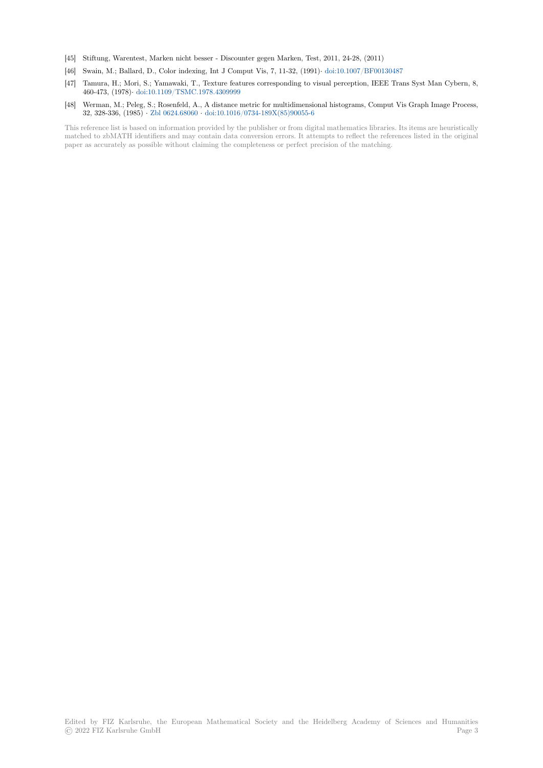[45] Stiftung, Warentest, Marken nicht besser - Discounter gegen Marken, Test, 2011, 24-28, (2011)

[46] Swain, M.; Ballard, D., Color indexing, Int J Comput Vis, 7, 11-32, (1991)· doi:10.1007/BF00130487

[47] Tamura, H.; Mori, S.; Yamawaki, T., Texture features corresponding to visual perception, IEEE Trans Syst Man Cybern, 8, 460-473, (1978)· doi:10.1109/TSMC.1978.4309999

[48] Werman, M.; Peleg, S.; Rosenfeld, A., A distance metric for multidimensional histograms, Comput Vis Graph Image Process, 32, 328-336, (1985) · Zbl 0624.68060 · doi:10.1016/0734-189X(85)90055-6

This reference list is based on information provided by the publisher or from digital mathematics libraries. Its items are heuristically matched to zbMATH identifiers and may contain data conversion errors. It attempts to reflect the references listed in the original paper as accurately as possible without claiming the completeness or perfect precision of the matching.

Edited by FIZ Karlsruhe, the European Mathematical Society and the Heidelberg Academy of Sciences and Humanities
© 2022 FIZ Karlsruhe GmbH